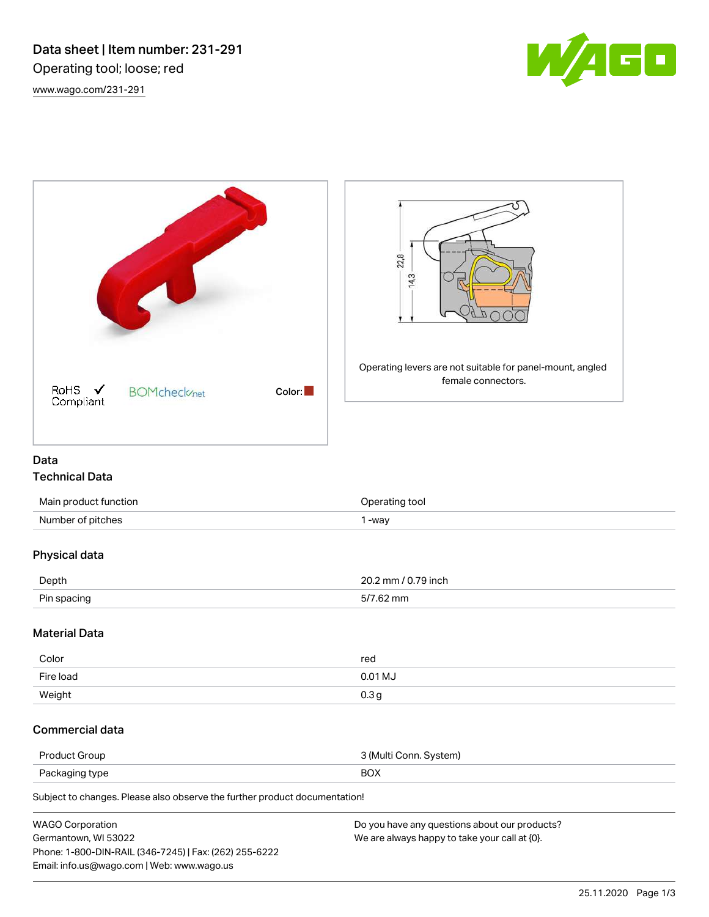# Data sheet | Item number: 231-291

Operating tool; loose; red

www.wago.com/231-291

RoHS Compliant

BOMcheck.net

Color:

22,8

14,3

Operating levers are not suitable for panel-mount, angled female connectors.

## Data

### Technical Data

| | |
|---|---|
| Main product function | Operating tool |
| Number of pitches | 1 -way |

### Physical data

| | |
|---|---|
| Depth | 20.2 mm / 0.79 inch |
| Pin spacing | 5/7.62 mm |

### Material Data

| | |
|---|---|
| Color | red |
| Fire load | 0.01 MJ |
| Weight | 0.3 g |

### Commercial data

| | |
|---|---|
| Product Group | 3 (Multi Conn. System) |
| Packaging type | BOX |

Subject to changes. Please also observe the further product documentation!

WAGO Corporation
Germantown, WI 53022
Phone: 1-800-DIN-RAIL (346-7245) | Fax: (262) 255-6222
Email: info.us@wago.com | Web: www.wago.us

Do you have any questions about our products?
We are always happy to take your call at {0}.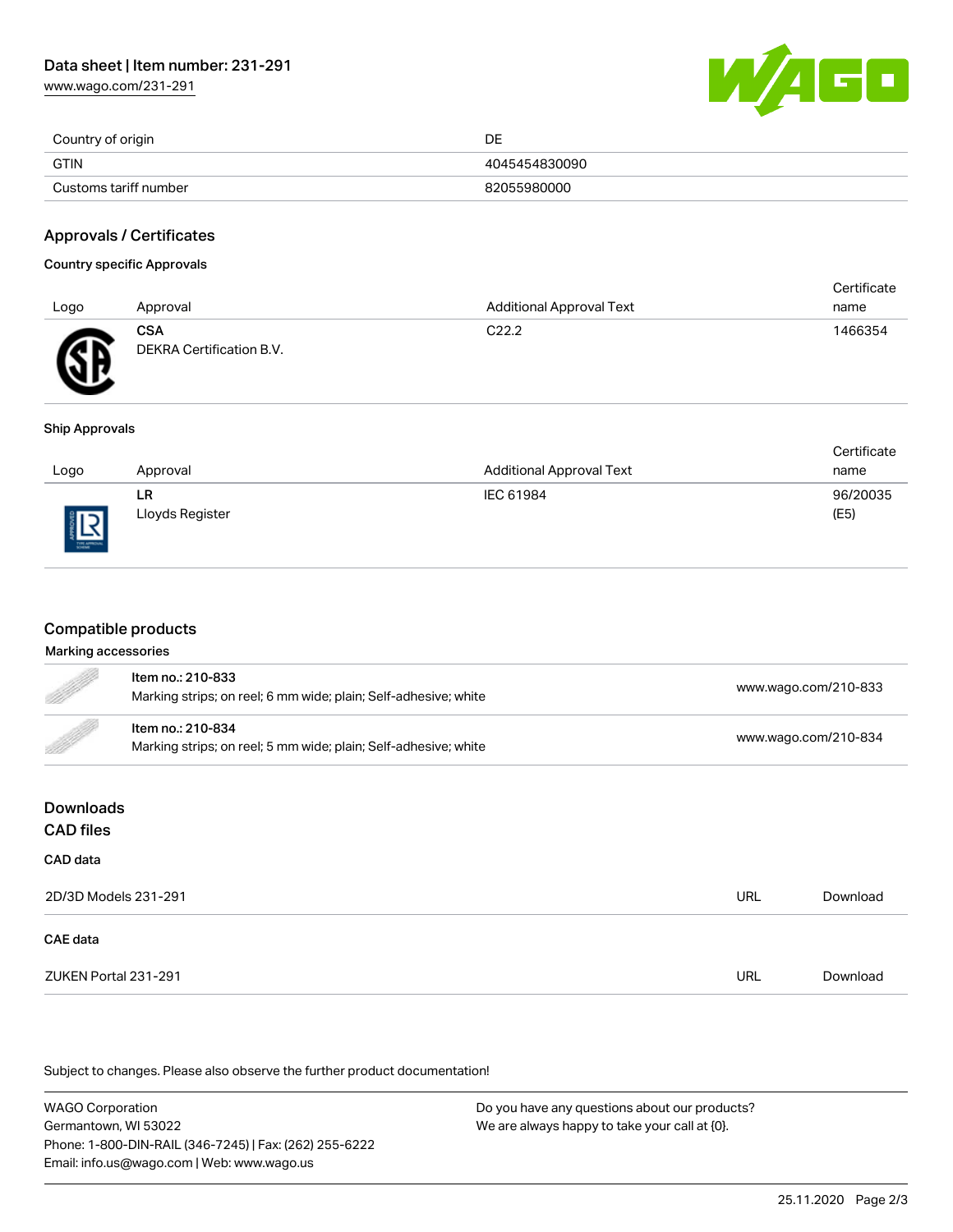| | |
|---|---|
| Country of origin | DE |
| GTIN | 4045454830090 |
| Customs tariff number | 82055980000 |

## Approvals / Certificates

### Country specific Approvals

| Logo | Approval | Additional Approval Text | Certificate name |
|---|---|---|---|
| | **CSA** DEKRA Certification B.V. | C22.2 | 1466354 |

### Ship Approvals

| Logo | Approval | Additional Approval Text | Certificate name |
|---|---|---|---|
| | **LR** Lloyds Register | IEC 61984 | 96/20035 (E5) |

## Compatible products

### Marking accessories

| | | |
|---|---|---|
| | **Item no.: 210-833** Marking strips; on reel; 6 mm wide; plain; Self-adhesive; white | www.wago.com/210-833 |
| | **Item no.: 210-834** Marking strips; on reel; 5 mm wide; plain; Self-adhesive; white | www.wago.com/210-834 |

## Downloads

## CAD files

### CAD data

| | | |
|---|---|---|
| 2D/3D Models 231-291 | URL | Download |

### CAE data

| | | |
|---|---|---|
| ZUKEN Portal 231-291 | URL | Download |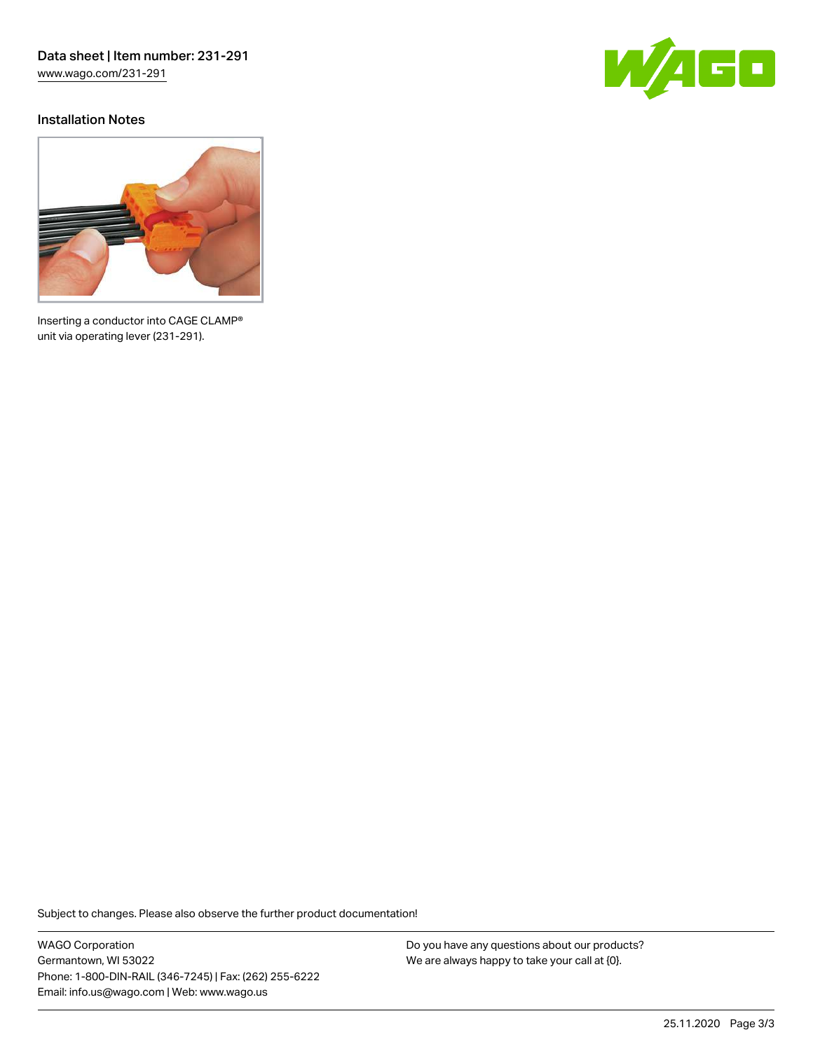## Installation Notes

Inserting a conductor into CAGE CLAMP® unit via operating lever (231-291).

Subject to changes. Please also observe the further product documentation!

WAGO Corporation
Germantown, WI 53022
Phone: 1-800-DIN-RAIL (346-7245) | Fax: (262) 255-6222
Email: info.us@wago.com | Web: www.wago.us

Do you have any questions about our products?
We are always happy to take your call at {0}.